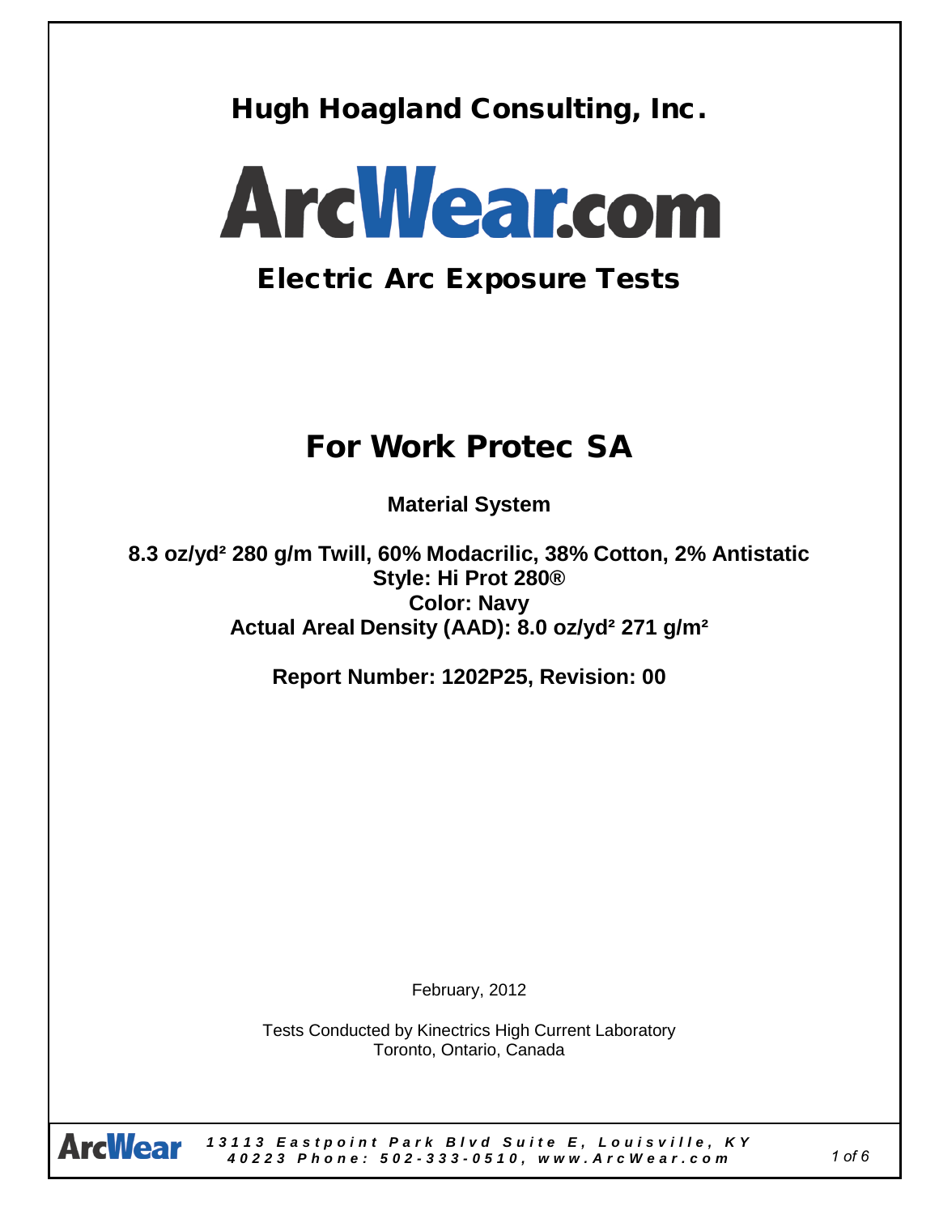# Hugh Hoagland Consulting, Inc.

# ArcWear.com

## Electric Arc Exposure Tests

# For Work Protec SA

**Material System**

**8.3 oz/yd² 280 g/m Twill, 60% Modacrilic, 38% Cotton, 2% Antistatic**
**Style: Hi Prot 280®**
**Color: Navy**
**Actual Areal Density (AAD): 8.0 oz/yd² 271 g/m²**

**Report Number: 1202P25, Revision: 00**

February, 2012

Tests Conducted by Kinectrics High Current Laboratory
Toronto, Ontario, Canada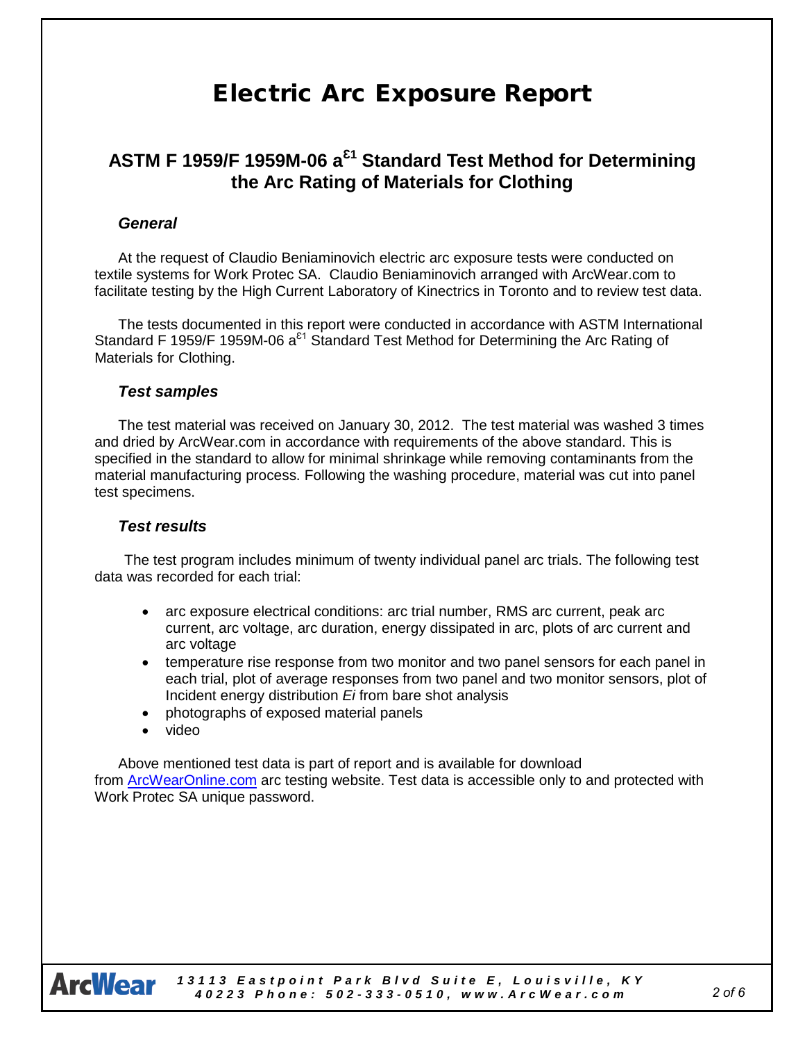# Electric Arc Exposure Report

## ASTM F 1959/F 1959M-06 a$^{\varepsilon1}$ Standard Test Method for Determining the Arc Rating of Materials for Clothing

### *General*

At the request of Claudio Beniaminovich electric arc exposure tests were conducted on textile systems for Work Protec SA. Claudio Beniaminovich arranged with ArcWear.com to facilitate testing by the High Current Laboratory of Kinectrics in Toronto and to review test data.

The tests documented in this report were conducted in accordance with ASTM International Standard F 1959/F 1959M-06 a$^{\varepsilon1}$ Standard Test Method for Determining the Arc Rating of Materials for Clothing.

### *Test samples*

The test material was received on January 30, 2012. The test material was washed 3 times and dried by ArcWear.com in accordance with requirements of the above standard. This is specified in the standard to allow for minimal shrinkage while removing contaminants from the material manufacturing process. Following the washing procedure, material was cut into panel test specimens.

### *Test results*

The test program includes minimum of twenty individual panel arc trials. The following test data was recorded for each trial:

- arc exposure electrical conditions: arc trial number, RMS arc current, peak arc current, arc voltage, arc duration, energy dissipated in arc, plots of arc current and arc voltage
- temperature rise response from two monitor and two panel sensors for each panel in each trial, plot of average responses from two panel and two monitor sensors, plot of Incident energy distribution *Ei* from bare shot analysis
- photographs of exposed material panels
- video

Above mentioned test data is part of report and is available for download from ArcWearOnline.com arc testing website. Test data is accessible only to and protected with Work Protec SA unique password.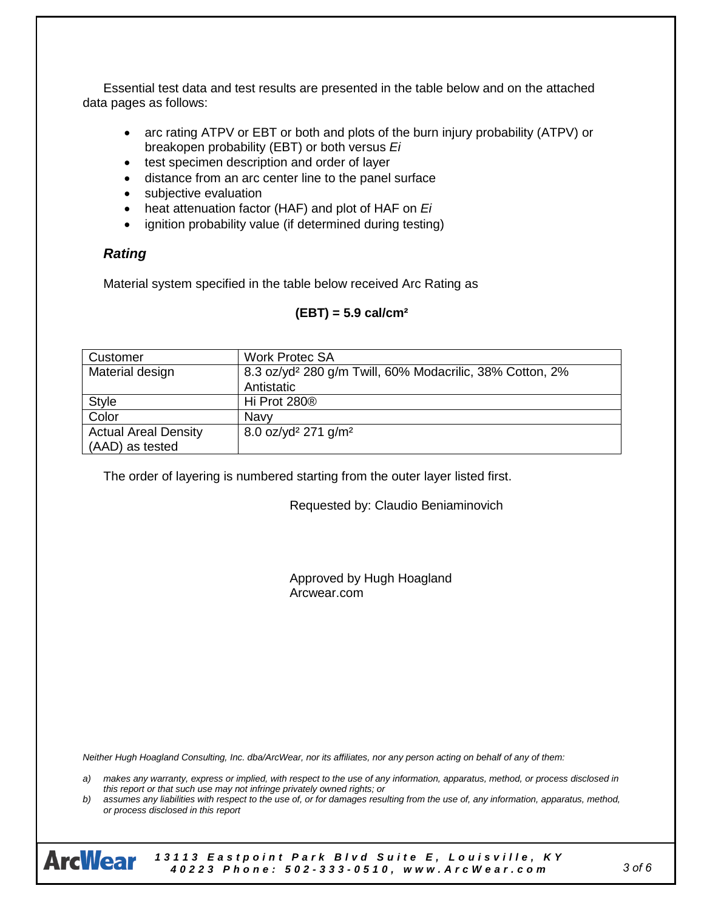Essential test data and test results are presented in the table below and on the attached data pages as follows:

- arc rating ATPV or EBT or both and plots of the burn injury probability (ATPV) or breakopen probability (EBT) or both versus *Ei*
- test specimen description and order of layer
- distance from an arc center line to the panel surface
- subjective evaluation
- heat attenuation factor (HAF) and plot of HAF on *Ei*
- ignition probability value (if determined during testing)

### *Rating*

Material system specified in the table below received Arc Rating as

**(EBT) = 5.9 cal/cm²**

| Customer | Work Protec SA |
|---|---|
| Material design | 8.3 oz/yd² 280 g/m Twill, 60% Modacrilic, 38% Cotton, 2% Antistatic |
| Style | Hi Prot 280® |
| Color | Navy |
| Actual Areal Density (AAD) as tested | 8.0 oz/yd² 271 g/m² |

The order of layering is numbered starting from the outer layer listed first.

Requested by: Claudio Beniaminovich

Approved by Hugh Hoagland
Arcwear.com

*Neither Hugh Hoagland Consulting, Inc. dba/ArcWear, nor its affiliates, nor any person acting on behalf of any of them:*

*a) makes any warranty, express or implied, with respect to the use of any information, apparatus, method, or process disclosed in this report or that such use may not infringe privately owned rights; or*

*b) assumes any liabilities with respect to the use of, or for damages resulting from the use of, any information, apparatus, method, or process disclosed in this report*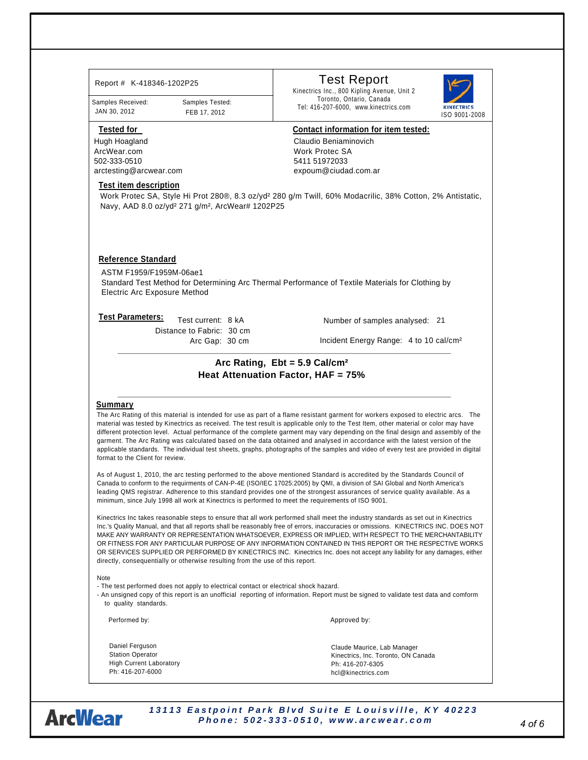Report # K-418346-1202P25

| Samples Received: | Samples Tested: |
| --- | --- |
| JAN 30, 2012 | FEB 17, 2012 |

# Test Report

Kinectrics Inc., 800 Kipling Avenue, Unit 2
Toronto, Ontario, Canada
Tel: 416-207-6000, www.kinectrics.com

KINECTRICS
ISO 9001-2008

**Tested for**

Hugh Hoagland
ArcWear.com
502-333-0510
arctesting@arcwear.com

**Contact information for item tested:**

Claudio Beniaminovich
Work Protec SA
5411 51972033
expoum@ciudad.com.ar

**Test item description**

Work Protec SA, Style Hi Prot 280®, 8.3 oz/yd² 280 g/m Twill, 60% Modacrilic, 38% Cotton, 2% Antistatic, Navy, AAD 8.0 oz/yd² 271 g/m², ArcWear# 1202P25

**Reference Standard**

ASTM F1959/F1959M-06ae1
Standard Test Method for Determining Arc Thermal Performance of Textile Materials for Clothing by Electric Arc Exposure Method

**Test Parameters:**

Test current: 8 kA
Distance to Fabric: 30 cm
Arc Gap: 30 cm

Number of samples analysed: 21
Incident Energy Range: 4 to 10 cal/cm²

**Arc Rating, Ebt = 5.9 Cal/cm²**
**Heat Attenuation Factor, HAF = 75%**

**Summary**

The Arc Rating of this material is intended for use as part of a flame resistant garment for workers exposed to electric arcs. The material was tested by Kinectrics as received. The test result is applicable only to the Test Item, other material or color may have different protection level. Actual performance of the complete garment may vary depending on the final design and assembly of the garment. The Arc Rating was calculated based on the data obtained and analysed in accordance with the latest version of the applicable standards. The individual test sheets, graphs, photographs of the samples and video of every test are provided in digital format to the Client for review.

As of August 1, 2010, the arc testing performed to the above mentioned Standard is accredited by the Standards Council of Canada to conform to the requirments of CAN-P-4E (ISO/IEC 17025:2005) by QMI, a division of SAI Global and North America's leading QMS registrar. Adherence to this standard provides one of the strongest assurances of service quality available. As a minimum, since July 1998 all work at Kinectrics is performed to meet the requirements of ISO 9001.

Kinectrics Inc takes reasonable steps to ensure that all work performed shall meet the industry standards as set out in Kinectrics Inc.'s Quality Manual, and that all reports shall be reasonably free of errors, inaccuracies or omissions. KINECTRICS INC. DOES NOT MAKE ANY WARRANTY OR REPRESENTATION WHATSOEVER, EXPRESS OR IMPLIED, WITH RESPECT TO THE MERCHANTABILITY OR FITNESS FOR ANY PARTICULAR PURPOSE OF ANY INFORMATION CONTAINED IN THIS REPORT OR THE RESPECTIVE WORKS OR SERVICES SUPPLIED OR PERFORMED BY KINECTRICS INC. Kinectrics Inc. does not accept any liability for any damages, either directly, consequentially or otherwise resulting from the use of this report.

Note
- The test performed does not apply to electrical contact or electrical shock hazard.
- An unsigned copy of this report is an unofficial reporting of information. Report must be signed to validate test data and comform to quality standards.

Performed by:

Daniel Ferguson
Station Operator
High Current Laboratory
Ph: 416-207-6000

Approved by:

Claude Maurice, Lab Manager
Kinectrics, Inc. Toronto, ON Canada
Ph: 416-207-6305
hcl@kinectrics.com

ArcWear
13113 Eastpoint Park Blvd Suite E Louisville, KY 40223
Phone: 502-333-0510, www.arcwear.com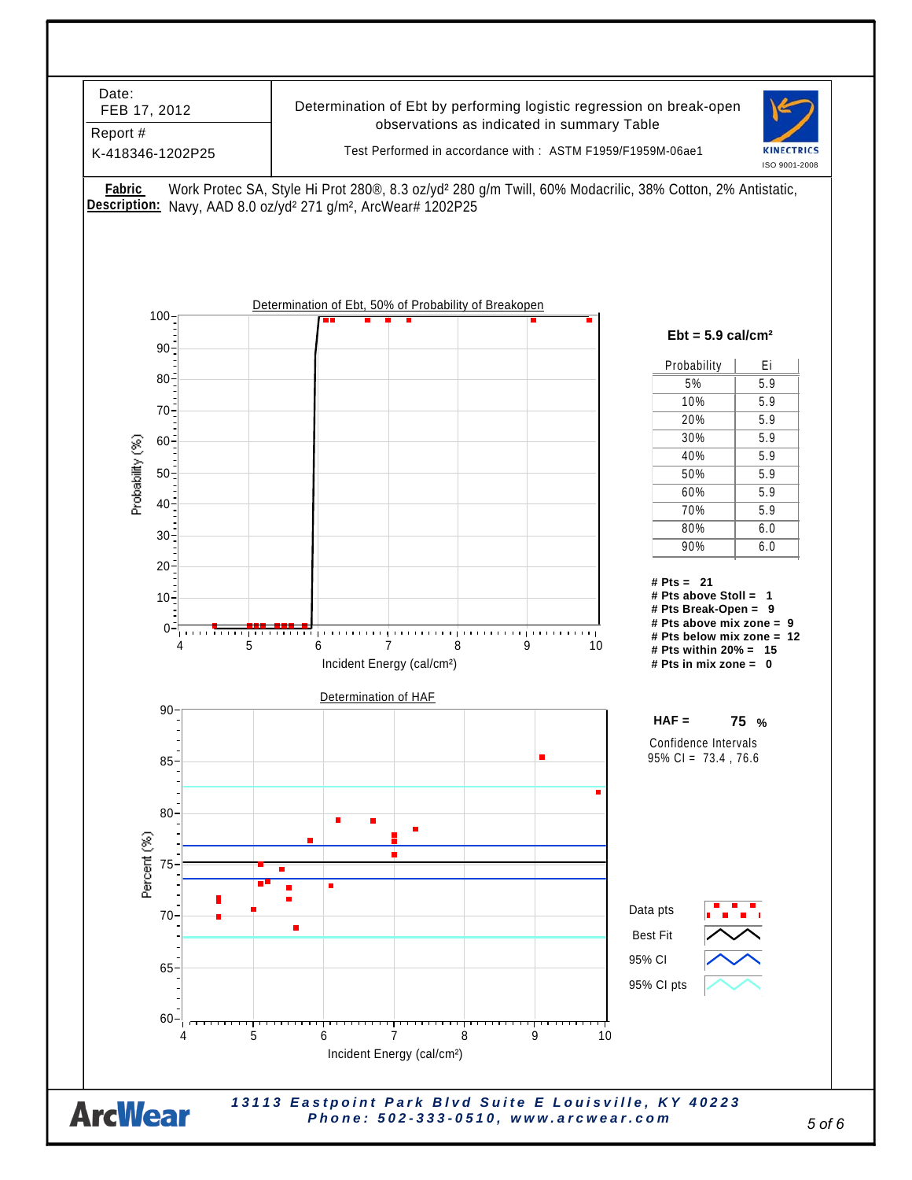| Date: FEB 17, 2012 | Determination of Ebt by performing logistic regression on break-open observations as indicated in summary Table |
|---|---|
| Report # K-418346-1202P25 | Test Performed in accordance with : ASTM F1959/F1959M-06ae1 |

KINECTRICS ISO 9001-2008

**Fabric Description:** Work Protec SA, Style Hi Prot 280®, 8.3 oz/yd² 280 g/m Twill, 60% Modacrilic, 38% Cotton, 2% Antistatic, Navy, AAD 8.0 oz/yd² 271 g/m², ArcWear# 1202P25

Determination of Ebt, 50% of Probability of Breakopen

**Ebt = 5.9 cal/cm²**

| Probability | Ei |
|---|---|
| 5% | 5.9 |
| 10% | 5.9 |
| 20% | 5.9 |
| 30% | 5.9 |
| 40% | 5.9 |
| 50% | 5.9 |
| 60% | 5.9 |
| 70% | 5.9 |
| 80% | 6.0 |
| 90% | 6.0 |

**# Pts = 21**
**# Pts above Stoll = 1**
**# Pts Break-Open = 9**
**# Pts above mix zone = 9**
**# Pts below mix zone = 12**
**# Pts within 20% = 15**
**# Pts in mix zone = 0**

Determination of HAF

**HAF = 75 %**

Confidence Intervals
95% CI = 73.4 , 76.6

Data pts
Best Fit
95% CI
95% CI pts

*13113 Eastpoint Park Blvd Suite E Louisville, KY 40223*
*Phone: 502-333-0510, www.arcwear.com*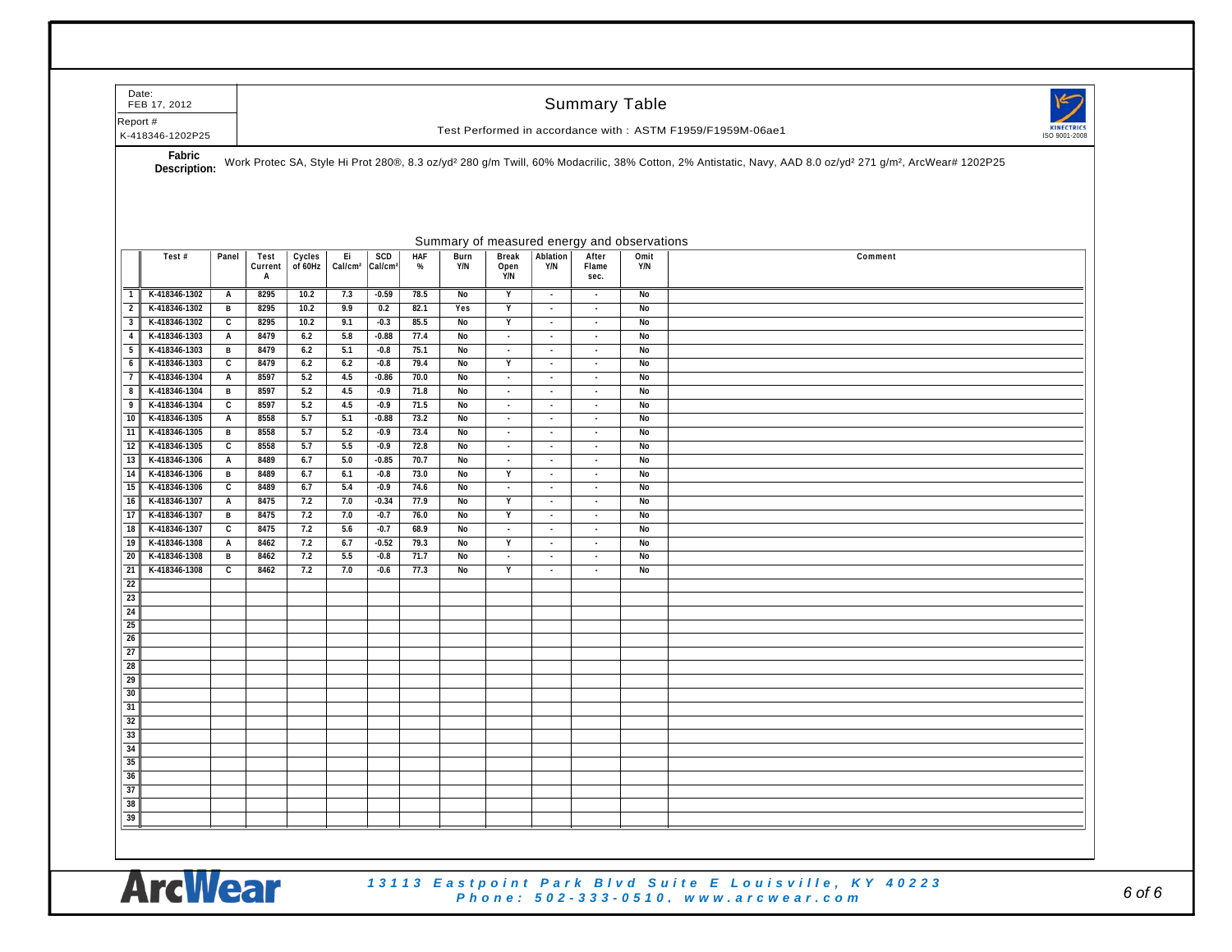Date:
FEB 17, 2012

Report #
K-418346-1202P25

# Summary Table

Test Performed in accordance with : ASTM F1959/F1959M-06ae1

KINECTRICS
ISO 9001-2008

**Fabric Description:** Work Protec SA, Style Hi Prot 280®, 8.3 oz/yd² 280 g/m Twill, 60% Modacrilic, 38% Cotton, 2% Antistatic, Navy, AAD 8.0 oz/yd² 271 g/m², ArcWear# 1202P25

## Summary of measured energy and observations

| | Test # | Panel | Test Current A | Cycles of 60Hz | Ei Cal/cm² | SCD Cal/cm² | HAF % | Burn Y/N | Break Open Y/N | Ablation Y/N | After Flame sec. | Omit Y/N | Comment |
|---|---|---|---|---|---|---|---|---|---|---|---|---|---|
| 1 | K-418346-1302 | A | 8295 | 10.2 | 7.3 | -0.59 | 78.5 | No | Y | - | - | No | |
| 2 | K-418346-1302 | B | 8295 | 10.2 | 9.9 | 0.2 | 82.1 | Yes | Y | - | - | No | |
| 3 | K-418346-1302 | C | 8295 | 10.2 | 9.1 | -0.3 | 85.5 | No | Y | - | - | No | |
| 4 | K-418346-1303 | A | 8479 | 6.2 | 5.8 | -0.88 | 77.4 | No | - | - | - | No | |
| 5 | K-418346-1303 | B | 8479 | 6.2 | 5.1 | -0.8 | 75.1 | No | - | - | - | No | |
| 6 | K-418346-1303 | C | 8479 | 6.2 | 6.2 | -0.8 | 79.4 | No | Y | - | - | No | |
| 7 | K-418346-1304 | A | 8597 | 5.2 | 4.5 | -0.86 | 70.0 | No | - | - | - | No | |
| 8 | K-418346-1304 | B | 8597 | 5.2 | 4.5 | -0.9 | 71.8 | No | - | - | - | No | |
| 9 | K-418346-1304 | C | 8597 | 5.2 | 4.5 | -0.9 | 71.5 | No | - | - | - | No | |
| 10 | K-418346-1305 | A | 8558 | 5.7 | 5.1 | -0.88 | 73.2 | No | - | - | - | No | |
| 11 | K-418346-1305 | B | 8558 | 5.7 | 5.2 | -0.9 | 73.4 | No | - | - | - | No | |
| 12 | K-418346-1305 | C | 8558 | 5.7 | 5.5 | -0.9 | 72.8 | No | - | - | - | No | |
| 13 | K-418346-1306 | A | 8489 | 6.7 | 5.0 | -0.85 | 70.7 | No | - | - | - | No | |
| 14 | K-418346-1306 | B | 8489 | 6.7 | 6.1 | -0.8 | 73.0 | No | Y | - | - | No | |
| 15 | K-418346-1306 | C | 8489 | 6.7 | 5.4 | -0.9 | 74.6 | No | - | - | - | No | |
| 16 | K-418346-1307 | A | 8475 | 7.2 | 7.0 | -0.34 | 77.9 | No | Y | - | - | No | |
| 17 | K-418346-1307 | B | 8475 | 7.2 | 7.0 | -0.7 | 76.0 | No | Y | - | - | No | |
| 18 | K-418346-1307 | C | 8475 | 7.2 | 5.6 | -0.7 | 68.9 | No | - | - | - | No | |
| 19 | K-418346-1308 | A | 8462 | 7.2 | 6.7 | -0.52 | 79.3 | No | Y | - | - | No | |
| 20 | K-418346-1308 | B | 8462 | 7.2 | 5.5 | -0.8 | 71.7 | No | - | - | - | No | |
| 21 | K-418346-1308 | C | 8462 | 7.2 | 7.0 | -0.6 | 77.3 | No | Y | - | - | No | |
| 22 | | | | | | | | | | | | | |
| 23 | | | | | | | | | | | | | |
| 24 | | | | | | | | | | | | | |
| 25 | | | | | | | | | | | | | |
| 26 | | | | | | | | | | | | | |
| 27 | | | | | | | | | | | | | |
| 28 | | | | | | | | | | | | | |
| 29 | | | | | | | | | | | | | |
| 30 | | | | | | | | | | | | | |
| 31 | | | | | | | | | | | | | |
| 32 | | | | | | | | | | | | | |
| 33 | | | | | | | | | | | | | |
| 34 | | | | | | | | | | | | | |
| 35 | | | | | | | | | | | | | |
| 36 | | | | | | | | | | | | | |
| 37 | | | | | | | | | | | | | |
| 38 | | | | | | | | | | | | | |
| 39 | | | | | | | | | | | | | |

ArcWear

13113 Eastpoint Park Blvd Suite E Louisville, KY 40223
Phone: 502-333-0510, www.arcwear.com